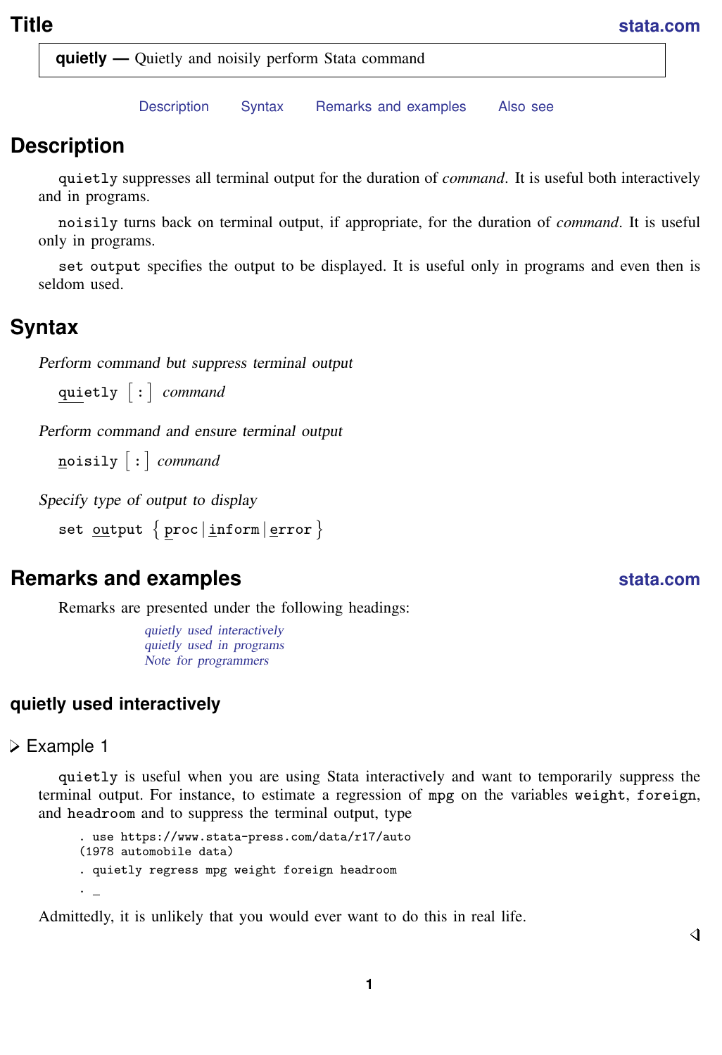# Title

**quietly — Quietly and noisily perform Stata command**

Description    Syntax    Remarks and examples    Also see

## Description

`quietly` suppresses all terminal output for the duration of *command*. It is useful both interactively and in programs.

`noisily` turns back on terminal output, if appropriate, for the duration of *command*. It is useful only in programs.

`set output` specifies the output to be displayed. It is useful only in programs and even then is seldom used.

## Syntax

*Perform command but suppress terminal output*

`quietly` [ : ] *command*

*Perform command and ensure terminal output*

`noisily` [ : ] *command*

*Specify type of output to display*

`set output` { `proc` | `inform` | `error` }

## Remarks and examples

Remarks are presented under the following headings:

*quietly used interactively*
*quietly used in programs*
*Note for programmers*

### quietly used interactively

▷ Example 1

`quietly` is useful when you are using Stata interactively and want to temporarily suppress the terminal output. For instance, to estimate a regression of `mpg` on the variables `weight`, `foreign`, and `headroom` and to suppress the terminal output, type

```
. use https://www.stata-press.com/data/r17/auto
(1978 automobile data)
. quietly regress mpg weight foreign headroom
. _
```

Admittedly, it is unlikely that you would ever want to do this in real life.

◁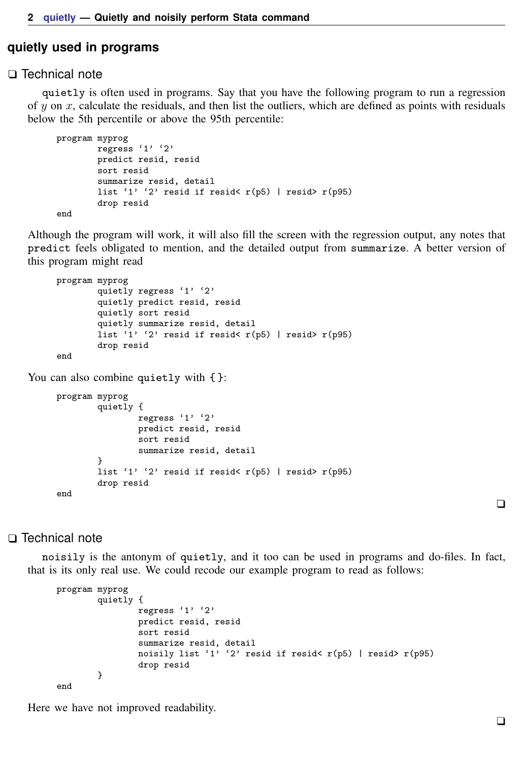## quietly used in programs

❑ Technical note

quietly is often used in programs. Say that you have the following program to run a regression of $y$ on $x$, calculate the residuals, and then list the outliers, which are defined as points with residuals below the 5th percentile or above the 95th percentile:

```
program myprog
        regress `1' `2'
        predict resid, resid
        sort resid
        summarize resid, detail
        list `1' `2' resid if resid< r(p5) | resid> r(p95)
        drop resid
end
```

Although the program will work, it will also fill the screen with the regression output, any notes that predict feels obligated to mention, and the detailed output from summarize. A better version of this program might read

```
program myprog
        quietly regress `1' `2'
        quietly predict resid, resid
        quietly sort resid
        quietly summarize resid, detail
        list `1' `2' resid if resid< r(p5) | resid> r(p95)
        drop resid
end
```

You can also combine quietly with { }:

```
program myprog
        quietly {
                regress `1' `2'
                predict resid, resid
                sort resid
                summarize resid, detail
        }
        list `1' `2' resid if resid< r(p5) | resid> r(p95)
        drop resid
end
```

❑

❑ Technical note

noisily is the antonym of quietly, and it too can be used in programs and do-files. In fact, that is its only real use. We could recode our example program to read as follows:

```
program myprog
        quietly {
                regress `1' `2'
                predict resid, resid
                sort resid
                summarize resid, detail
                noisily list `1' `2' resid if resid< r(p5) | resid> r(p95)
                drop resid
        }
end
```

Here we have not improved readability.

❑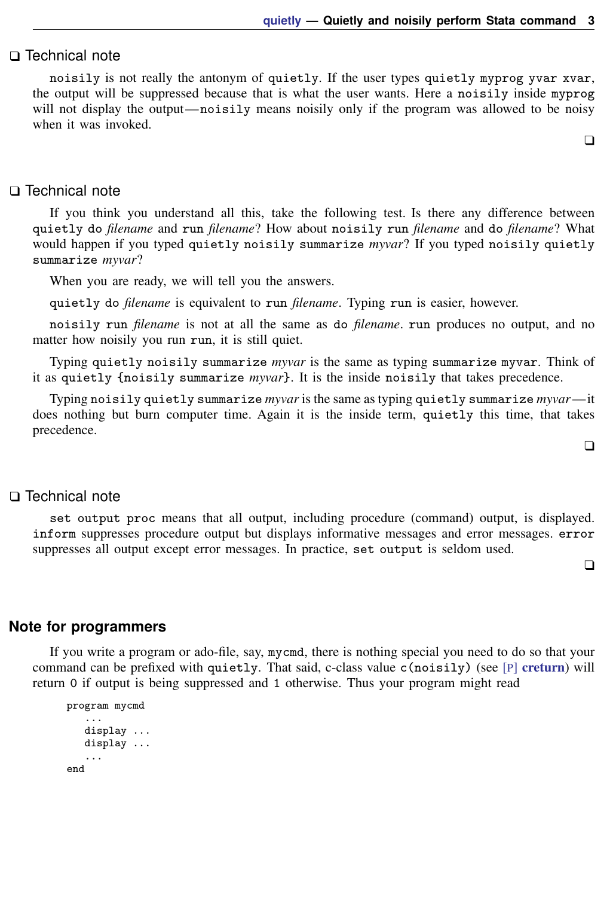### ❑ Technical note

noisily is not really the antonym of quietly. If the user types quietly myprog yvar xvar, the output will be suppressed because that is what the user wants. Here a noisily inside myprog will not display the output—noisily means noisily only if the program was allowed to be noisy when it was invoked.

❑

### ❑ Technical note

If you think you understand all this, take the following test. Is there any difference between quietly do *filename* and run *filename*? How about noisily run *filename* and do *filename*? What would happen if you typed quietly noisily summarize *myvar*? If you typed noisily quietly summarize *myvar*?

When you are ready, we will tell you the answers.

quietly do *filename* is equivalent to run *filename*. Typing run is easier, however.

noisily run *filename* is not at all the same as do *filename*. run produces no output, and no matter how noisily you run run, it is still quiet.

Typing quietly noisily summarize *myvar* is the same as typing summarize myvar. Think of it as quietly {noisily summarize *myvar*}. It is the inside noisily that takes precedence.

Typing noisily quietly summarize *myvar* is the same as typing quietly summarize *myvar*—it does nothing but burn computer time. Again it is the inside term, quietly this time, that takes precedence.

❑

### ❑ Technical note

set output proc means that all output, including procedure (command) output, is displayed. inform suppresses procedure output but displays informative messages and error messages. error suppresses all output except error messages. In practice, set output is seldom used.

❑

## Note for programmers

If you write a program or ado-file, say, mycmd, there is nothing special you need to do so that your command can be prefixed with quietly. That said, c-class value c(noisily) (see [P] **creturn**) will return 0 if output is being suppressed and 1 otherwise. Thus your program might read

```
program mycmd
    ...
    display ...
    display ...
    ...
end
```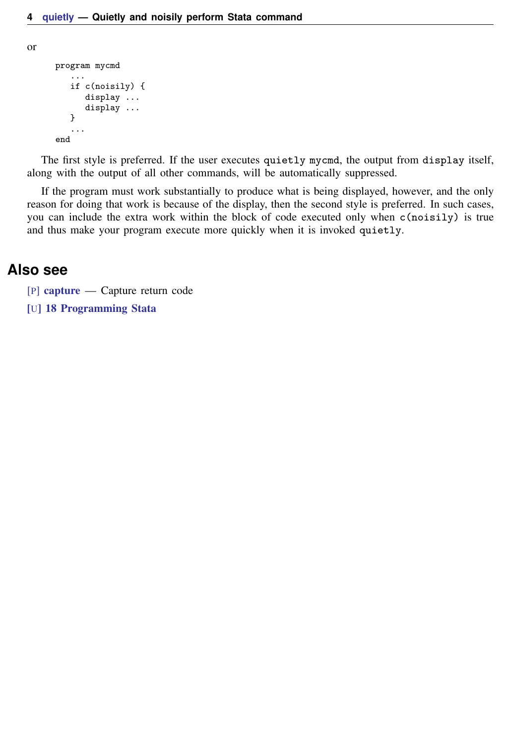or

```
program mycmd
   ...
   if c(noisily) {
      display ...
      display ...
   }
   ...
end
```

The first style is preferred. If the user executes `quietly mycmd`, the output from `display` itself, along with the output of all other commands, will be automatically suppressed.

If the program must work substantially to produce what is being displayed, however, and the only reason for doing that work is because of the display, then the second style is preferred. In such cases, you can include the extra work within the block of code executed only when `c(noisily)` is true and thus make your program execute more quickly when it is invoked `quietly`.

## Also see

[P] **capture** — Capture return code

[U] **18 Programming Stata**